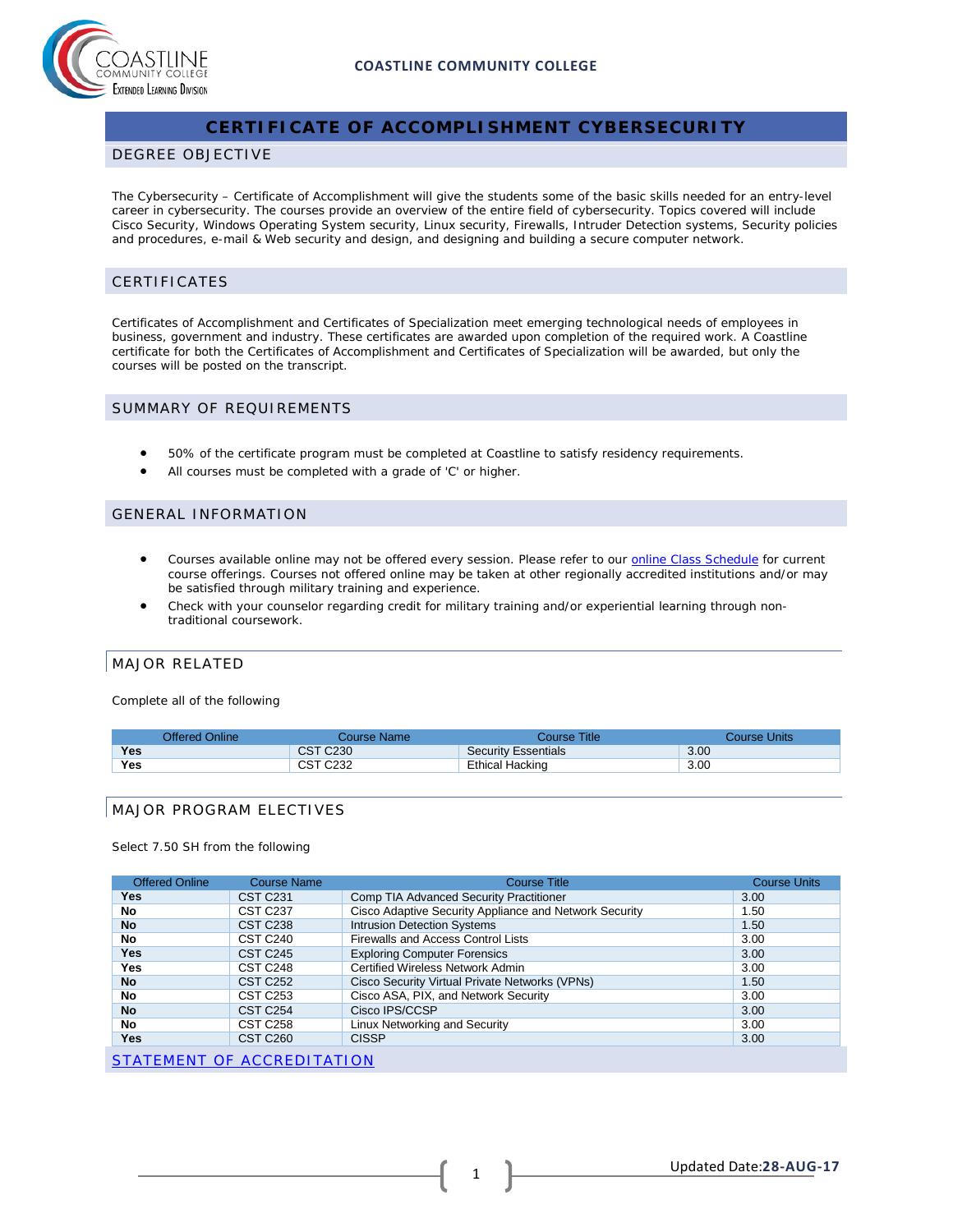# CERTIFICATE OF ACCOMPLISHMENT CYBERSECURITY

## DEGREE OBJECTIVE

The Cybersecurity – Certificate of Accomplishment will give the students some of the basic skills needed for an entry-level career in cybersecurity. The courses provide an overview of the entire field of cybersecurity. Topics covered will include Cisco Security, Windows Operating System security, Linux security, Firewalls, Intruder Detection systems, Security policies and procedures, e-mail & Web security and design, and designing and building a secure computer network.

## CERTIFICATES

Certificates of Accomplishment and Certificates of Specialization meet emerging technological needs of employees in business, government and industry. These certificates are awarded upon completion of the required work. A Coastline certificate for both the Certificates of Accomplishment and Certificates of Specialization will be awarded, but only the courses will be posted on the transcript.

## SUMMARY OF REQUIREMENTS

- 50% of the certificate program must be completed at Coastline to satisfy residency requirements.
- All courses must be completed with a grade of 'C' or higher.

## GENERAL INFORMATION

- Courses available online may not be offered every session. Please refer to our online Class Schedule for current course offerings. Courses not offered online may be taken at other regionally accredited institutions and/or may be satisfied through military training and experience.
- Check with your counselor regarding credit for military training and/or experiential learning through non-traditional coursework.

## MAJOR RELATED

Complete all of the following

| Offered Online | Course Name | Course Title | Course Units |
|---|---|---|---|
| **Yes** | CST C230 | Security Essentials | 3.00 |
| **Yes** | CST C232 | Ethical Hacking | 3.00 |

## MAJOR PROGRAM ELECTIVES

Select 7.50 SH from the following

| Offered Online | Course Name | Course Title | Course Units |
|---|---|---|---|
| **Yes** | CST C231 | Comp TIA Advanced Security Practitioner | 3.00 |
| **No** | CST C237 | Cisco Adaptive Security Appliance and Network Security | 1.50 |
| **No** | CST C238 | Intrusion Detection Systems | 1.50 |
| **No** | CST C240 | Firewalls and Access Control Lists | 3.00 |
| **Yes** | CST C245 | Exploring Computer Forensics | 3.00 |
| **Yes** | CST C248 | Certified Wireless Network Admin | 3.00 |
| **No** | CST C252 | Cisco Security Virtual Private Networks (VPNs) | 1.50 |
| **No** | CST C253 | Cisco ASA, PIX, and Network Security | 3.00 |
| **No** | CST C254 | Cisco IPS/CCSP | 3.00 |
| **No** | CST C258 | Linux Networking and Security | 3.00 |
| **Yes** | CST C260 | CISSP | 3.00 |

## STATEMENT OF ACCREDITATION

Updated Date: **28-AUG-17**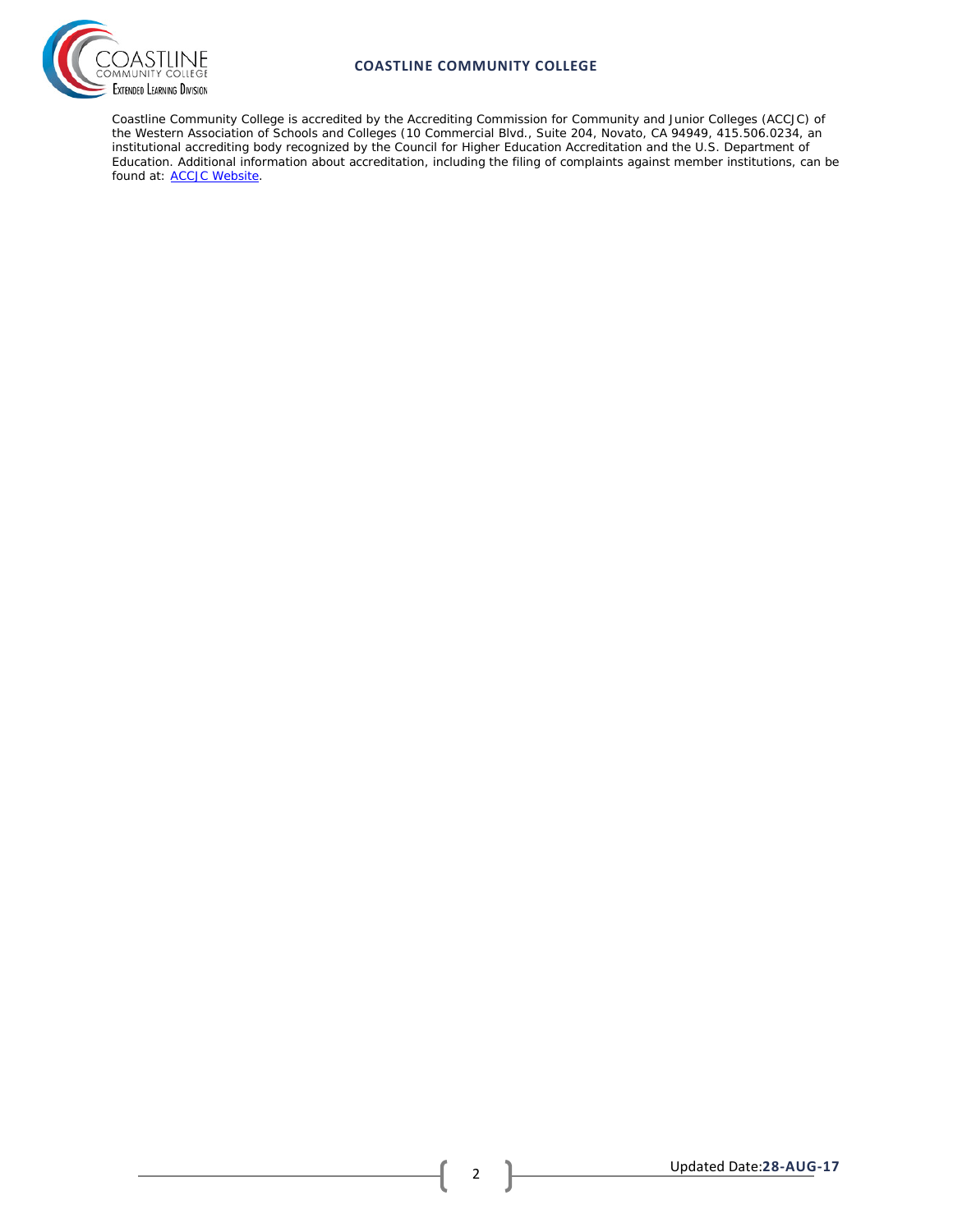Coastline Community College is accredited by the Accrediting Commission for Community and Junior Colleges (ACCJC) of the Western Association of Schools and Colleges (10 Commercial Blvd., Suite 204, Novato, CA 94949, 415.506.0234, an institutional accrediting body recognized by the Council for Higher Education Accreditation and the U.S. Department of Education. Additional information about accreditation, including the filing of complaints against member institutions, can be found at: ACCJC Website.